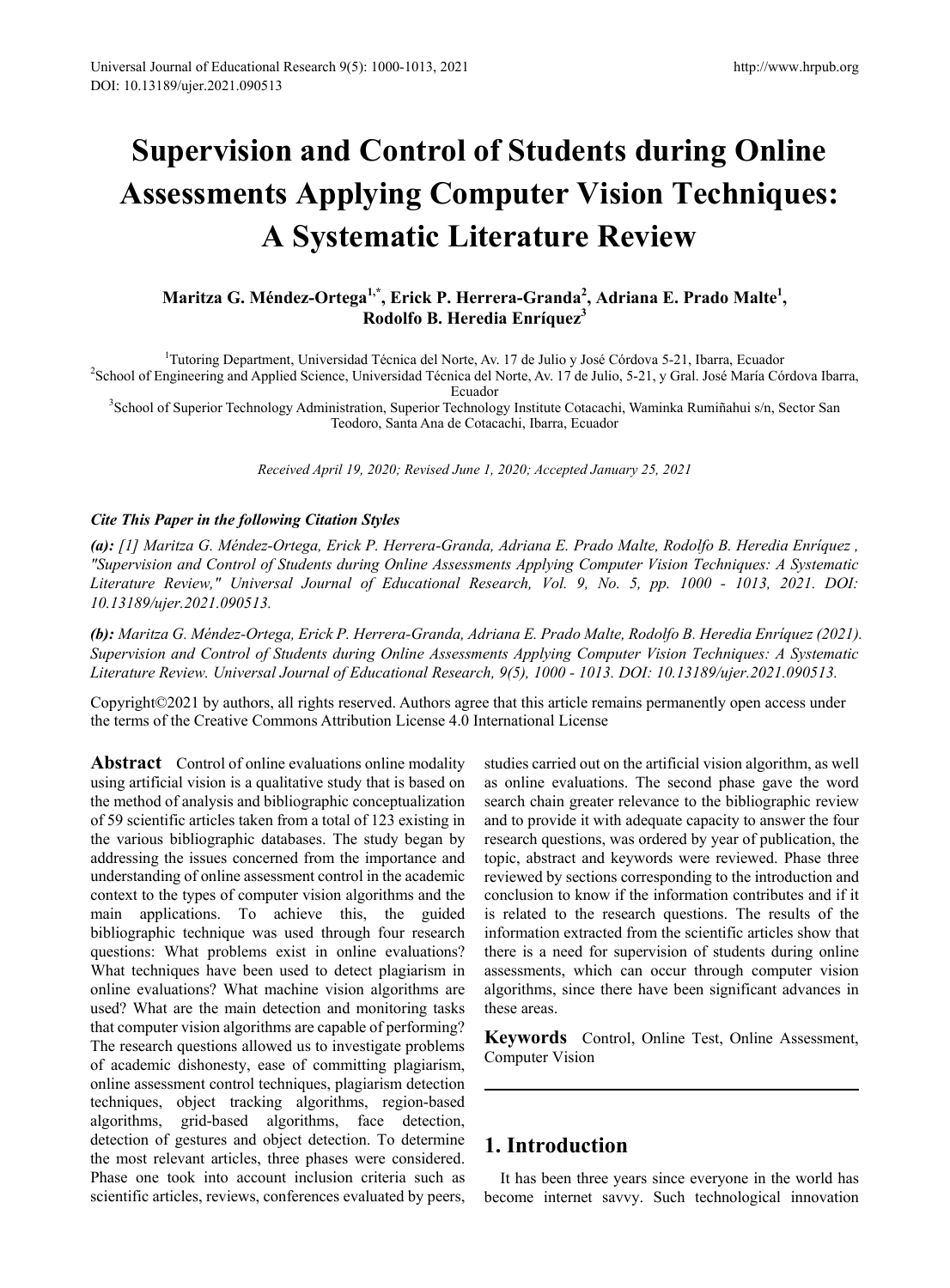# Supervision and Control of Students during Online Assessments Applying Computer Vision Techniques: A Systematic Literature Review

**Maritza G. Méndez-Ortega[1,*], Erick P. Herrera-Granda[2], Adriana E. Prado Malte[1], Rodolfo B. Heredia Enríquez[3]**

[1]Tutoring Department, Universidad Técnica del Norte, Av. 17 de Julio y José Córdova 5-21, Ibarra, Ecuador
[2]School of Engineering and Applied Science, Universidad Técnica del Norte, Av. 17 de Julio, 5-21, y Gral. José María Córdova Ibarra, Ecuador
[3]School of Superior Technology Administration, Superior Technology Institute Cotacachi, Waminka Rumiñahui s/n, Sector San Teodoro, Santa Ana de Cotacachi, Ibarra, Ecuador

*Received April 19, 2020; Revised June 1, 2020; Accepted January 25, 2021*

***Cite This Paper in the following Citation Styles***

***(a):*** *[1] Maritza G. Méndez-Ortega, Erick P. Herrera-Granda, Adriana E. Prado Malte, Rodolfo B. Heredia Enríquez , "Supervision and Control of Students during Online Assessments Applying Computer Vision Techniques: A Systematic Literature Review," Universal Journal of Educational Research, Vol. 9, No. 5, pp. 1000 - 1013, 2021. DOI: 10.13189/ujer.2021.090513.*

***(b):*** *Maritza G. Méndez-Ortega, Erick P. Herrera-Granda, Adriana E. Prado Malte, Rodolfo B. Heredia Enríquez (2021). Supervision and Control of Students during Online Assessments Applying Computer Vision Techniques: A Systematic Literature Review. Universal Journal of Educational Research, 9(5), 1000 - 1013. DOI: 10.13189/ujer.2021.090513.*

Copyright©2021 by authors, all rights reserved. Authors agree that this article remains permanently open access under the terms of the Creative Commons Attribution License 4.0 International License

**Abstract** Control of online evaluations online modality using artificial vision is a qualitative study that is based on the method of analysis and bibliographic conceptualization of 59 scientific articles taken from a total of 123 existing in the various bibliographic databases. The study began by addressing the issues concerned from the importance and understanding of online assessment control in the academic context to the types of computer vision algorithms and the main applications. To achieve this, the guided bibliographic technique was used through four research questions: What problems exist in online evaluations? What techniques have been used to detect plagiarism in online evaluations? What machine vision algorithms are used? What are the main detection and monitoring tasks that computer vision algorithms are capable of performing? The research questions allowed us to investigate problems of academic dishonesty, ease of committing plagiarism, online assessment control techniques, plagiarism detection techniques, object tracking algorithms, region-based algorithms, grid-based algorithms, face detection, detection of gestures and object detection. To determine the most relevant articles, three phases were considered. Phase one took into account inclusion criteria such as scientific articles, reviews, conferences evaluated by peers, studies carried out on the artificial vision algorithm, as well as online evaluations. The second phase gave the word search chain greater relevance to the bibliographic review and to provide it with adequate capacity to answer the four research questions, was ordered by year of publication, the topic, abstract and keywords were reviewed. Phase three reviewed by sections corresponding to the introduction and conclusion to know if the information contributes and if it is related to the research questions. The results of the information extracted from the scientific articles show that there is a need for supervision of students during online assessments, which can occur through computer vision algorithms, since there have been significant advances in these areas.

**Keywords** Control, Online Test, Online Assessment, Computer Vision

## 1. Introduction

It has been three years since everyone in the world has become internet savvy. Such technological innovation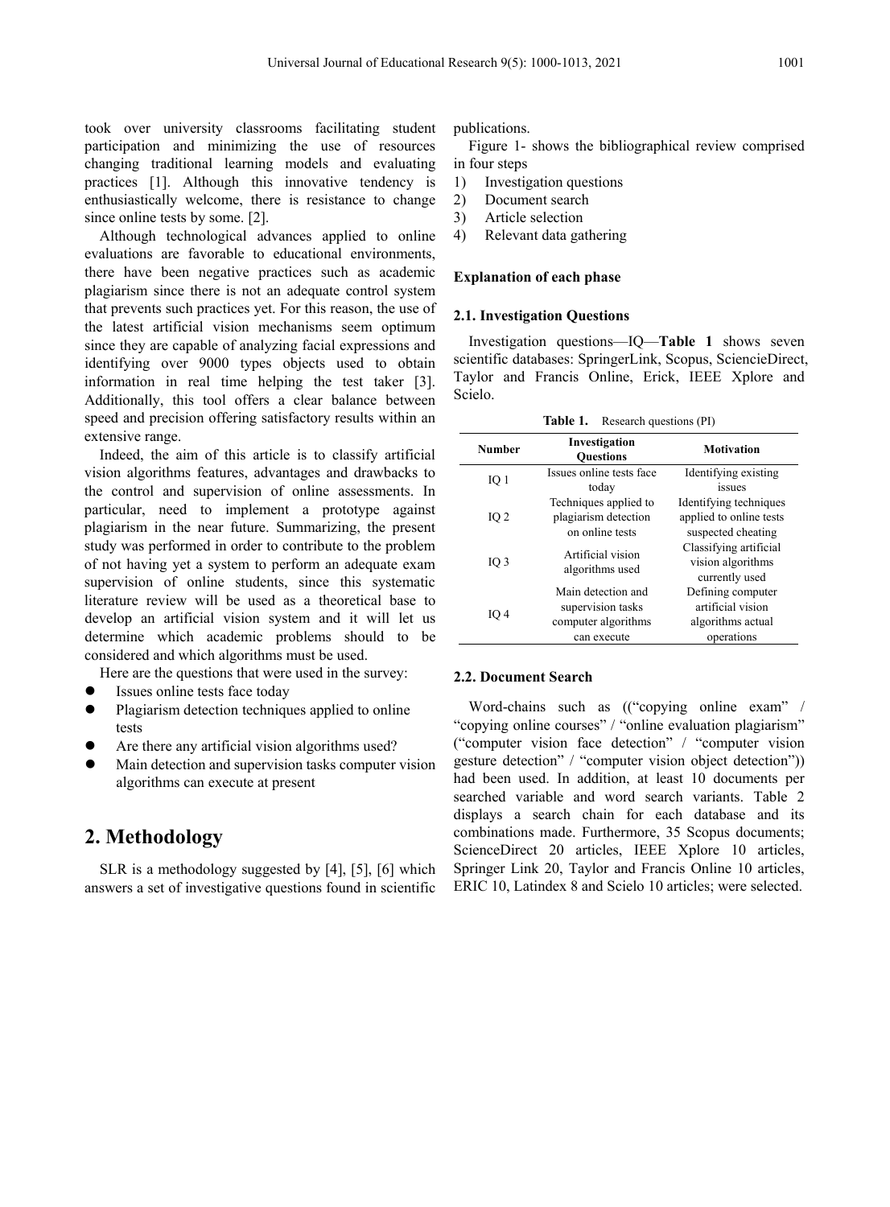took over university classrooms facilitating student participation and minimizing the use of resources changing traditional learning models and evaluating practices [1]. Although this innovative tendency is enthusiastically welcome, there is resistance to change since online tests by some. [2].

Although technological advances applied to online evaluations are favorable to educational environments, there have been negative practices such as academic plagiarism since there is not an adequate control system that prevents such practices yet. For this reason, the use of the latest artificial vision mechanisms seem optimum since they are capable of analyzing facial expressions and identifying over 9000 types objects used to obtain information in real time helping the test taker [3]. Additionally, this tool offers a clear balance between speed and precision offering satisfactory results within an extensive range.

Indeed, the aim of this article is to classify artificial vision algorithms features, advantages and drawbacks to the control and supervision of online assessments. In particular, need to implement a prototype against plagiarism in the near future. Summarizing, the present study was performed in order to contribute to the problem of not having yet a system to perform an adequate exam supervision of online students, since this systematic literature review will be used as a theoretical base to develop an artificial vision system and it will let us determine which academic problems should to be considered and which algorithms must be used.

Here are the questions that were used in the survey:

- Issues online tests face today
- Plagiarism detection techniques applied to online tests
- Are there any artificial vision algorithms used?
- Main detection and supervision tasks computer vision algorithms can execute at present

# 2. Methodology

SLR is a methodology suggested by [4], [5], [6] which answers a set of investigative questions found in scientific publications.

Figure 1- shows the bibliographical review comprised in four steps

1) Investigation questions
2) Document search
3) Article selection
4) Relevant data gathering

**Explanation of each phase**

## 2.1. Investigation Questions

Investigation questions—IQ—**Table 1** shows seven scientific databases: SpringerLink, Scopus, SciencieDirect, Taylor and Francis Online, Erick, IEEE Xplore and Scielo.

**Table 1.** Research questions (PI)

| Number | Investigation Questions | Motivation |
|---|---|---|
| IQ 1 | Issues online tests face today | Identifying existing issues |
| IQ 2 | Techniques applied to plagiarism detection on online tests | Identifying techniques applied to online tests suspected cheating |
| IQ 3 | Artificial vision algorithms used | Classifying artificial vision algorithms currently used |
| IQ 4 | Main detection and supervision tasks computer algorithms can execute | Defining computer artificial vision algorithms actual operations |

## 2.2. Document Search

Word-chains such as ((“copying online exam” / “copying online courses” / “online evaluation plagiarism” (“computer vision face detection” / “computer vision gesture detection” / “computer vision object detection”)) had been used. In addition, at least 10 documents per searched variable and word search variants. Table 2 displays a search chain for each database and its combinations made. Furthermore, 35 Scopus documents; ScienceDirect 20 articles, IEEE Xplore 10 articles, Springer Link 20, Taylor and Francis Online 10 articles, ERIC 10, Latindex 8 and Scielo 10 articles; were selected.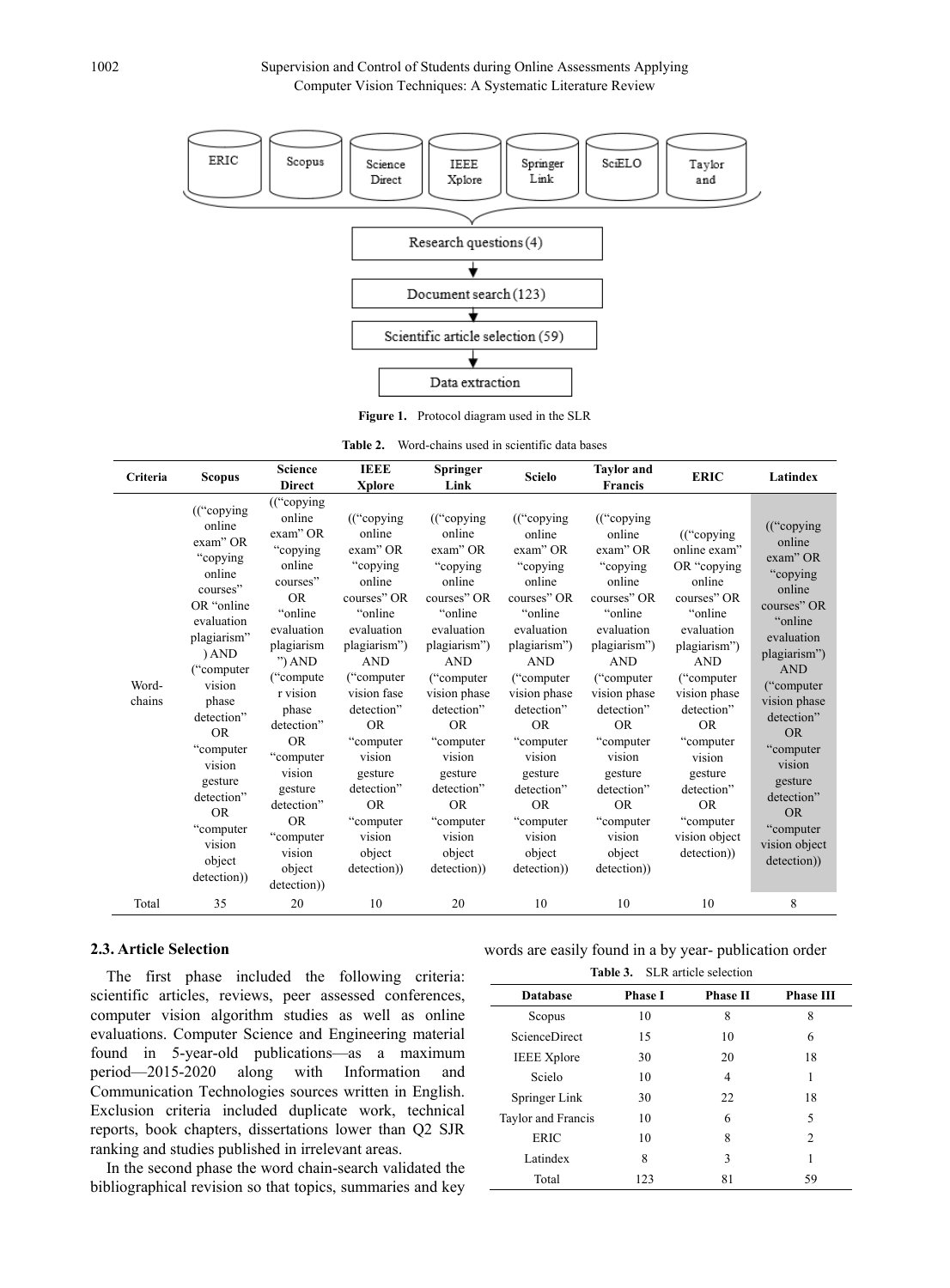Figure 1. Protocol diagram used in the SLR

Table 2. Word-chains used in scientific data bases

| Criteria | Scopus | Science Direct | IEEE Xplore | Springer Link | Scielo | Taylor and Francis | ERIC | Latindex |
|---|---|---|---|---|---|---|---|---|
| Word-chains | ((“copying online exam” OR “copying online courses” OR “online evaluation plagiarism”) AND (“computer vision phase detection” OR “computer vision gesture detection” OR “computer vision object detection)) | ((“copying online exam” OR “copying online courses” OR “online evaluation plagiarism”) AND (“computer vision phase detection” OR “computer vision gesture detection” OR “computer vision object detection)) | ((“copying online exam” OR “copying online courses” OR “online evaluation plagiarism”) AND (“computer vision fase detection” OR “computer vision gesture detection” OR “computer vision object detection)) | ((“copying online exam” OR “copying online courses” OR “online evaluation plagiarism”) AND (“computer vision phase detection” OR “computer vision gesture detection” OR “computer vision object detection)) | ((“copying online exam” OR “copying online courses” OR “online evaluation plagiarism”) AND (“computer vision phase detection” OR “computer vision gesture detection” OR “computer vision object detection)) | ((“copying online exam” OR “copying online courses” OR “online evaluation plagiarism”) AND (“computer vision phase detection” OR “computer vision gesture detection” OR “computer vision object detection)) | ((“copying online exam” OR “copying online courses” OR “online evaluation plagiarism”) AND (“computer vision phase detection” OR “computer vision gesture detection” OR “computer vision object detection)) | ((“copying online exam” OR “copying online courses” OR “online evaluation plagiarism”) AND (“computer vision phase detection” OR “computer vision gesture detection” OR “computer vision object detection)) |
| Total | 35 | 20 | 10 | 20 | 10 | 10 | 10 | 8 |

### 2.3. Article Selection

The first phase included the following criteria: scientific articles, reviews, peer assessed conferences, computer vision algorithm studies as well as online evaluations. Computer Science and Engineering material found in 5-year-old publications—as a maximum period—2015-2020 along with Information and Communication Technologies sources written in English. Exclusion criteria included duplicate work, technical reports, book chapters, dissertations lower than Q2 SJR ranking and studies published in irrelevant areas.

In the second phase the word chain-search validated the bibliographical revision so that topics, summaries and key words are easily found in a by year- publication order

Table 3. SLR article selection

| Database | Phase I | Phase II | Phase III |
|---|---|---|---|
| Scopus | 10 | 8 | 8 |
| ScienceDirect | 15 | 10 | 6 |
| IEEE Xplore | 30 | 20 | 18 |
| Scielo | 10 | 4 | 1 |
| Springer Link | 30 | 22 | 18 |
| Taylor and Francis | 10 | 6 | 5 |
| ERIC | 10 | 8 | 2 |
| Latindex | 8 | 3 | 1 |
| Total | 123 | 81 | 59 |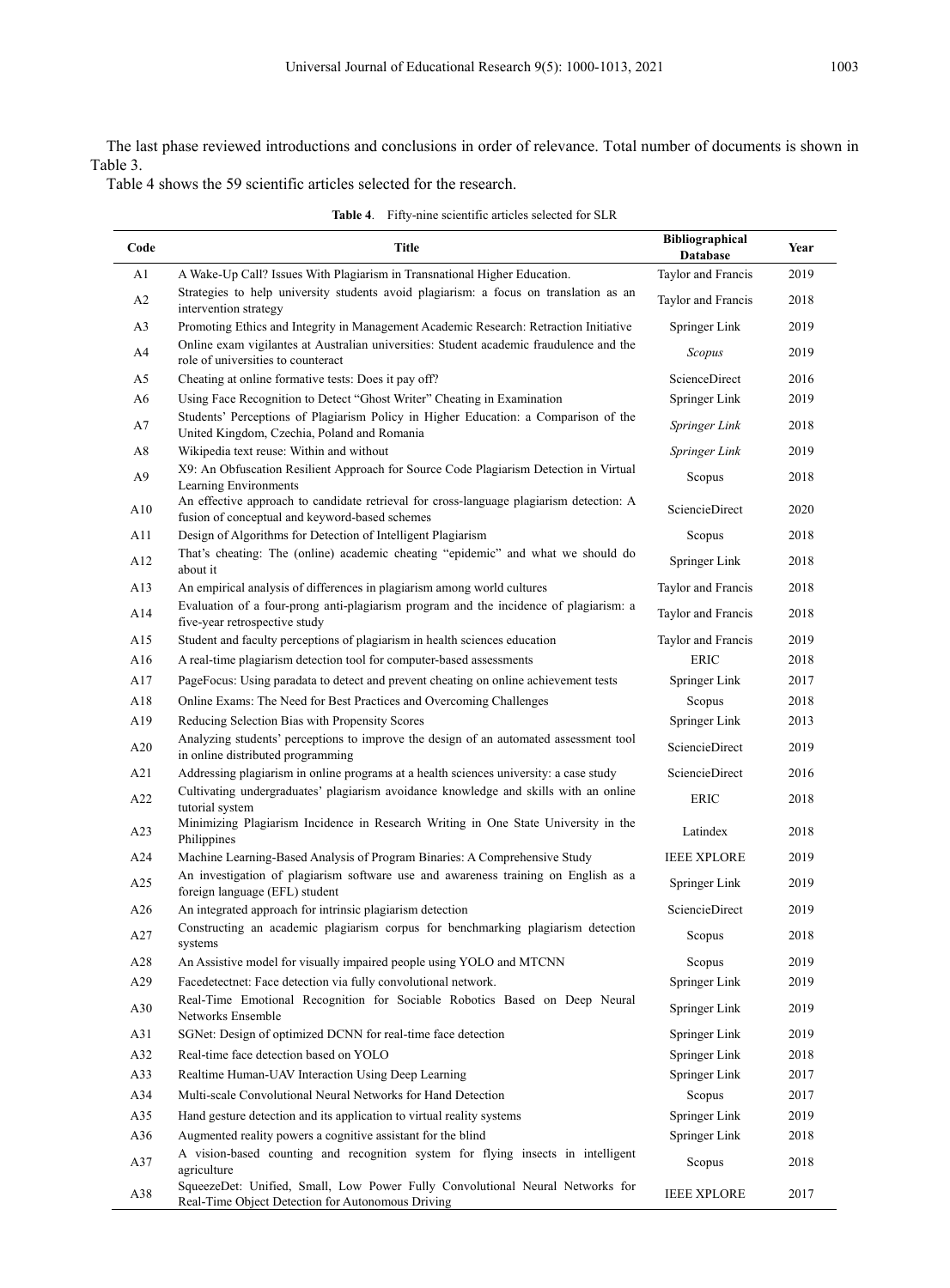The last phase reviewed introductions and conclusions in order of relevance. Total number of documents is shown in Table 3.

Table 4 shows the 59 scientific articles selected for the research.

**Table 4**. Fifty-nine scientific articles selected for SLR

| Code | Title | Bibliographical Database | Year |
|---|---|---|---|
| A1 | A Wake-Up Call? Issues With Plagiarism in Transnational Higher Education. | Taylor and Francis | 2019 |
| A2 | Strategies to help university students avoid plagiarism: a focus on translation as an intervention strategy | Taylor and Francis | 2018 |
| A3 | Promoting Ethics and Integrity in Management Academic Research: Retraction Initiative | Springer Link | 2019 |
| A4 | Online exam vigilantes at Australian universities: Student academic fraudulence and the role of universities to counteract | *Scopus* | 2019 |
| A5 | Cheating at online formative tests: Does it pay off? | ScienceDirect | 2016 |
| A6 | Using Face Recognition to Detect "Ghost Writer" Cheating in Examination | Springer Link | 2019 |
| A7 | Students' Perceptions of Plagiarism Policy in Higher Education: a Comparison of the United Kingdom, Czechia, Poland and Romania | *Springer Link* | 2018 |
| A8 | Wikipedia text reuse: Within and without | *Springer Link* | 2019 |
| A9 | X9: An Obfuscation Resilient Approach for Source Code Plagiarism Detection in Virtual Learning Environments | Scopus | 2018 |
| A10 | An effective approach to candidate retrieval for cross-language plagiarism detection: A fusion of conceptual and keyword-based schemes | SciencieDirect | 2020 |
| A11 | Design of Algorithms for Detection of Intelligent Plagiarism | Scopus | 2018 |
| A12 | That's cheating: The (online) academic cheating "epidemic" and what we should do about it | Springer Link | 2018 |
| A13 | An empirical analysis of differences in plagiarism among world cultures | Taylor and Francis | 2018 |
| A14 | Evaluation of a four-prong anti-plagiarism program and the incidence of plagiarism: a five-year retrospective study | Taylor and Francis | 2018 |
| A15 | Student and faculty perceptions of plagiarism in health sciences education | Taylor and Francis | 2019 |
| A16 | A real-time plagiarism detection tool for computer-based assessments | ERIC | 2018 |
| A17 | PageFocus: Using paradata to detect and prevent cheating on online achievement tests | Springer Link | 2017 |
| A18 | Online Exams: The Need for Best Practices and Overcoming Challenges | Scopus | 2018 |
| A19 | Reducing Selection Bias with Propensity Scores | Springer Link | 2013 |
| A20 | Analyzing students' perceptions to improve the design of an automated assessment tool in online distributed programming | SciencieDirect | 2019 |
| A21 | Addressing plagiarism in online programs at a health sciences university: a case study | SciencieDirect | 2016 |
| A22 | Cultivating undergraduates' plagiarism avoidance knowledge and skills with an online tutorial system | ERIC | 2018 |
| A23 | Minimizing Plagiarism Incidence in Research Writing in One State University in the Philippines | Latindex | 2018 |
| A24 | Machine Learning-Based Analysis of Program Binaries: A Comprehensive Study | IEEE XPLORE | 2019 |
| A25 | An investigation of plagiarism software use and awareness training on English as a foreign language (EFL) student | Springer Link | 2019 |
| A26 | An integrated approach for intrinsic plagiarism detection | SciencieDirect | 2019 |
| A27 | Constructing an academic plagiarism corpus for benchmarking plagiarism detection systems | Scopus | 2018 |
| A28 | An Assistive model for visually impaired people using YOLO and MTCNN | Scopus | 2019 |
| A29 | Facedetectnet: Face detection via fully convolutional network. | Springer Link | 2019 |
| A30 | Real-Time Emotional Recognition for Sociable Robotics Based on Deep Neural Networks Ensemble | Springer Link | 2019 |
| A31 | SGNet: Design of optimized DCNN for real-time face detection | Springer Link | 2019 |
| A32 | Real-time face detection based on YOLO | Springer Link | 2018 |
| A33 | Realtime Human-UAV Interaction Using Deep Learning | Springer Link | 2017 |
| A34 | Multi-scale Convolutional Neural Networks for Hand Detection | Scopus | 2017 |
| A35 | Hand gesture detection and its application to virtual reality systems | Springer Link | 2019 |
| A36 | Augmented reality powers a cognitive assistant for the blind | Springer Link | 2018 |
| A37 | A vision-based counting and recognition system for flying insects in intelligent agriculture | Scopus | 2018 |
| A38 | SqueezeDet: Unified, Small, Low Power Fully Convolutional Neural Networks for Real-Time Object Detection for Autonomous Driving | IEEE XPLORE | 2017 |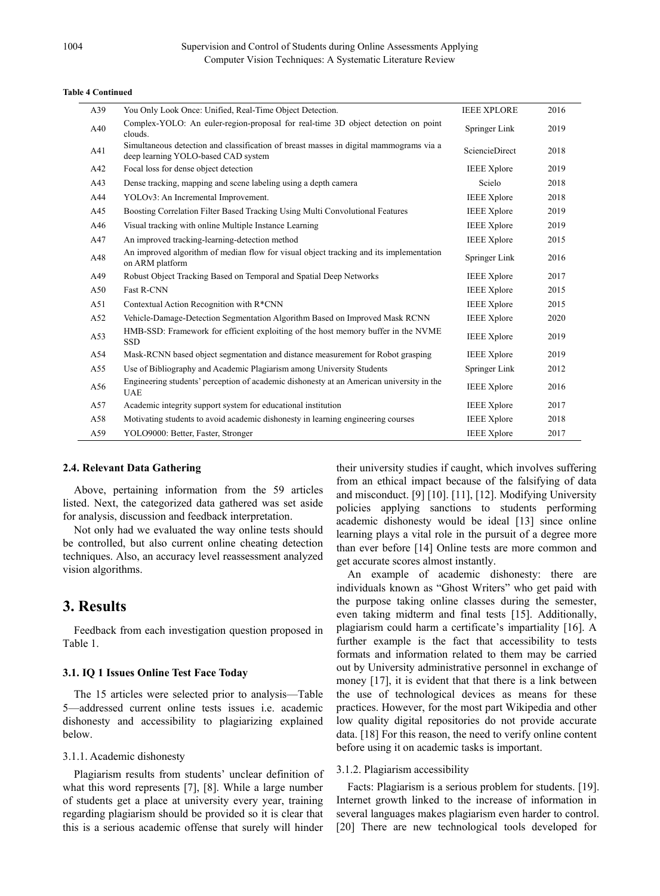**Table 4 Continued**

| | | | |
|---|---|---|---|
| A39 | You Only Look Once: Unified, Real-Time Object Detection. | IEEE XPLORE | 2016 |
| A40 | Complex-YOLO: An euler-region-proposal for real-time 3D object detection on point clouds. | Springer Link | 2019 |
| A41 | Simultaneous detection and classification of breast masses in digital mammograms via a deep learning YOLO-based CAD system | SciencieDirect | 2018 |
| A42 | Focal loss for dense object detection | IEEE Xplore | 2019 |
| A43 | Dense tracking, mapping and scene labeling using a depth camera | Scielo | 2018 |
| A44 | YOLOv3: An Incremental Improvement. | IEEE Xplore | 2018 |
| A45 | Boosting Correlation Filter Based Tracking Using Multi Convolutional Features | IEEE Xplore | 2019 |
| A46 | Visual tracking with online Multiple Instance Learning | IEEE Xplore | 2019 |
| A47 | An improved tracking-learning-detection method | IEEE Xplore | 2015 |
| A48 | An improved algorithm of median flow for visual object tracking and its implementation on ARM platform | Springer Link | 2016 |
| A49 | Robust Object Tracking Based on Temporal and Spatial Deep Networks | IEEE Xplore | 2017 |
| A50 | Fast R-CNN | IEEE Xplore | 2015 |
| A51 | Contextual Action Recognition with R*CNN | IEEE Xplore | 2015 |
| A52 | Vehicle-Damage-Detection Segmentation Algorithm Based on Improved Mask RCNN | IEEE Xplore | 2020 |
| A53 | HMB-SSD: Framework for efficient exploiting of the host memory buffer in the NVME SSD | IEEE Xplore | 2019 |
| A54 | Mask-RCNN based object segmentation and distance measurement for Robot grasping | IEEE Xplore | 2019 |
| A55 | Use of Bibliography and Academic Plagiarism among University Students | Springer Link | 2012 |
| A56 | Engineering students' perception of academic dishonesty at an American university in the UAE | IEEE Xplore | 2016 |
| A57 | Academic integrity support system for educational institution | IEEE Xplore | 2017 |
| A58 | Motivating students to avoid academic dishonesty in learning engineering courses | IEEE Xplore | 2018 |
| A59 | YOLO9000: Better, Faster, Stronger | IEEE Xplore | 2017 |

### 2.4. Relevant Data Gathering

Above, pertaining information from the 59 articles listed. Next, the categorized data gathered was set aside for analysis, discussion and feedback interpretation.

Not only had we evaluated the way online tests should be controlled, but also current online cheating detection techniques. Also, an accuracy level reassessment analyzed vision algorithms.

## 3. Results

Feedback from each investigation question proposed in Table 1.

### 3.1. IQ 1 Issues Online Test Face Today

The 15 articles were selected prior to analysis—Table 5—addressed current online tests issues i.e. academic dishonesty and accessibility to plagiarizing explained below.

#### 3.1.1. Academic dishonesty

Plagiarism results from students' unclear definition of what this word represents [7], [8]. While a large number of students get a place at university every year, training regarding plagiarism should be provided so it is clear that this is a serious academic offense that surely will hinder their university studies if caught, which involves suffering from an ethical impact because of the falsifying of data and misconduct. [9] [10]. [11], [12]. Modifying University policies applying sanctions to students performing academic dishonesty would be ideal [13] since online learning plays a vital role in the pursuit of a degree more than ever before [14] Online tests are more common and get accurate scores almost instantly.

An example of academic dishonesty: there are individuals known as "Ghost Writers" who get paid with the purpose taking online classes during the semester, even taking midterm and final tests [15]. Additionally, plagiarism could harm a certificate's impartiality [16]. A further example is the fact that accessibility to tests formats and information related to them may be carried out by University administrative personnel in exchange of money [17], it is evident that that there is a link between the use of technological devices as means for these practices. However, for the most part Wikipedia and other low quality digital repositories do not provide accurate data. [18] For this reason, the need to verify online content before using it on academic tasks is important.

#### 3.1.2. Plagiarism accessibility

Facts: Plagiarism is a serious problem for students. [19]. Internet growth linked to the increase of information in several languages makes plagiarism even harder to control. [20] There are new technological tools developed for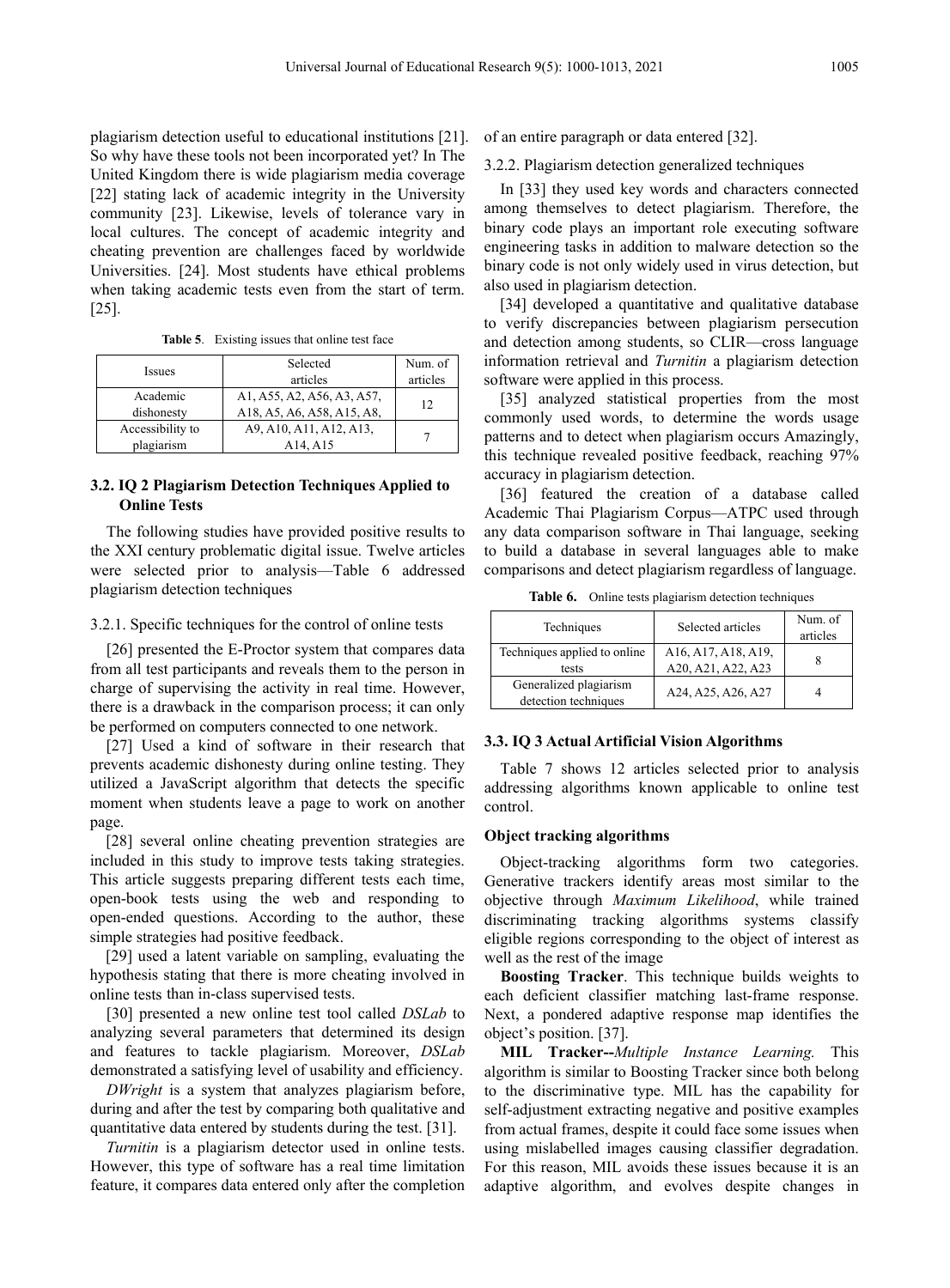plagiarism detection useful to educational institutions [21]. So why have these tools not been incorporated yet? In The United Kingdom there is wide plagiarism media coverage [22] stating lack of academic integrity in the University community [23]. Likewise, levels of tolerance vary in local cultures. The concept of academic integrity and cheating prevention are challenges faced by worldwide Universities. [24]. Most students have ethical problems when taking academic tests even from the start of term. [25].

**Table 5**. Existing issues that online test face

| Issues | Selected articles | Num. of articles |
|---|---|---|
| Academic dishonesty | A1, A55, A2, A56, A3, A57, A18, A5, A6, A58, A15, A8, | 12 |
| Accessibility to plagiarism | A9, A10, A11, A12, A13, A14, A15 | 7 |

### 3.2. IQ 2 Plagiarism Detection Techniques Applied to Online Tests

The following studies have provided positive results to the XXI century problematic digital issue. Twelve articles were selected prior to analysis—Table 6 addressed plagiarism detection techniques

3.2.1. Specific techniques for the control of online tests

[26] presented the E-Proctor system that compares data from all test participants and reveals them to the person in charge of supervising the activity in real time. However, there is a drawback in the comparison process; it can only be performed on computers connected to one network.

[27] Used a kind of software in their research that prevents academic dishonesty during online testing. They utilized a JavaScript algorithm that detects the specific moment when students leave a page to work on another page.

[28] several online cheating prevention strategies are included in this study to improve tests taking strategies. This article suggests preparing different tests each time, open-book tests using the web and responding to open-ended questions. According to the author, these simple strategies had positive feedback.

[29] used a latent variable on sampling, evaluating the hypothesis stating that there is more cheating involved in online tests than in-class supervised tests.

[30] presented a new online test tool called *DSLab* to analyzing several parameters that determined its design and features to tackle plagiarism. Moreover, *DSLab* demonstrated a satisfying level of usability and efficiency.

*DWright* is a system that analyzes plagiarism before, during and after the test by comparing both qualitative and quantitative data entered by students during the test. [31].

*Turnitin* is a plagiarism detector used in online tests. However, this type of software has a real time limitation feature, it compares data entered only after the completion of an entire paragraph or data entered [32].

3.2.2. Plagiarism detection generalized techniques

In [33] they used key words and characters connected among themselves to detect plagiarism. Therefore, the binary code plays an important role executing software engineering tasks in addition to malware detection so the binary code is not only widely used in virus detection, but also used in plagiarism detection.

[34] developed a quantitative and qualitative database to verify discrepancies between plagiarism persecution and detection among students, so CLIR—cross language information retrieval and *Turnitin* a plagiarism detection software were applied in this process.

[35] analyzed statistical properties from the most commonly used words, to determine the words usage patterns and to detect when plagiarism occurs Amazingly, this technique revealed positive feedback, reaching 97% accuracy in plagiarism detection.

[36] featured the creation of a database called Academic Thai Plagiarism Corpus—ATPC used through any data comparison software in Thai language, seeking to build a database in several languages able to make comparisons and detect plagiarism regardless of language.

**Table 6.** Online tests plagiarism detection techniques

| Techniques | Selected articles | Num. of articles |
|---|---|---|
| Techniques applied to online tests | A16, A17, A18, A19, A20, A21, A22, A23 | 8 |
| Generalized plagiarism detection techniques | A24, A25, A26, A27 | 4 |

### 3.3. IQ 3 Actual Artificial Vision Algorithms

Table 7 shows 12 articles selected prior to analysis addressing algorithms known applicable to online test control.

**Object tracking algorithms**

Object-tracking algorithms form two categories. Generative trackers identify areas most similar to the objective through *Maximum Likelihood*, while trained discriminating tracking algorithms systems classify eligible regions corresponding to the object of interest as well as the rest of the image

**Boosting Tracker**. This technique builds weights to each deficient classifier matching last-frame response. Next, a pondered adaptive response map identifies the object's position. [37].

**MIL Tracker--***Multiple Instance Learning.* This algorithm is similar to Boosting Tracker since both belong to the discriminative type. MIL has the capability for self-adjustment extracting negative and positive examples from actual frames, despite it could face some issues when using mislabelled images causing classifier degradation. For this reason, MIL avoids these issues because it is an adaptive algorithm, and evolves despite changes in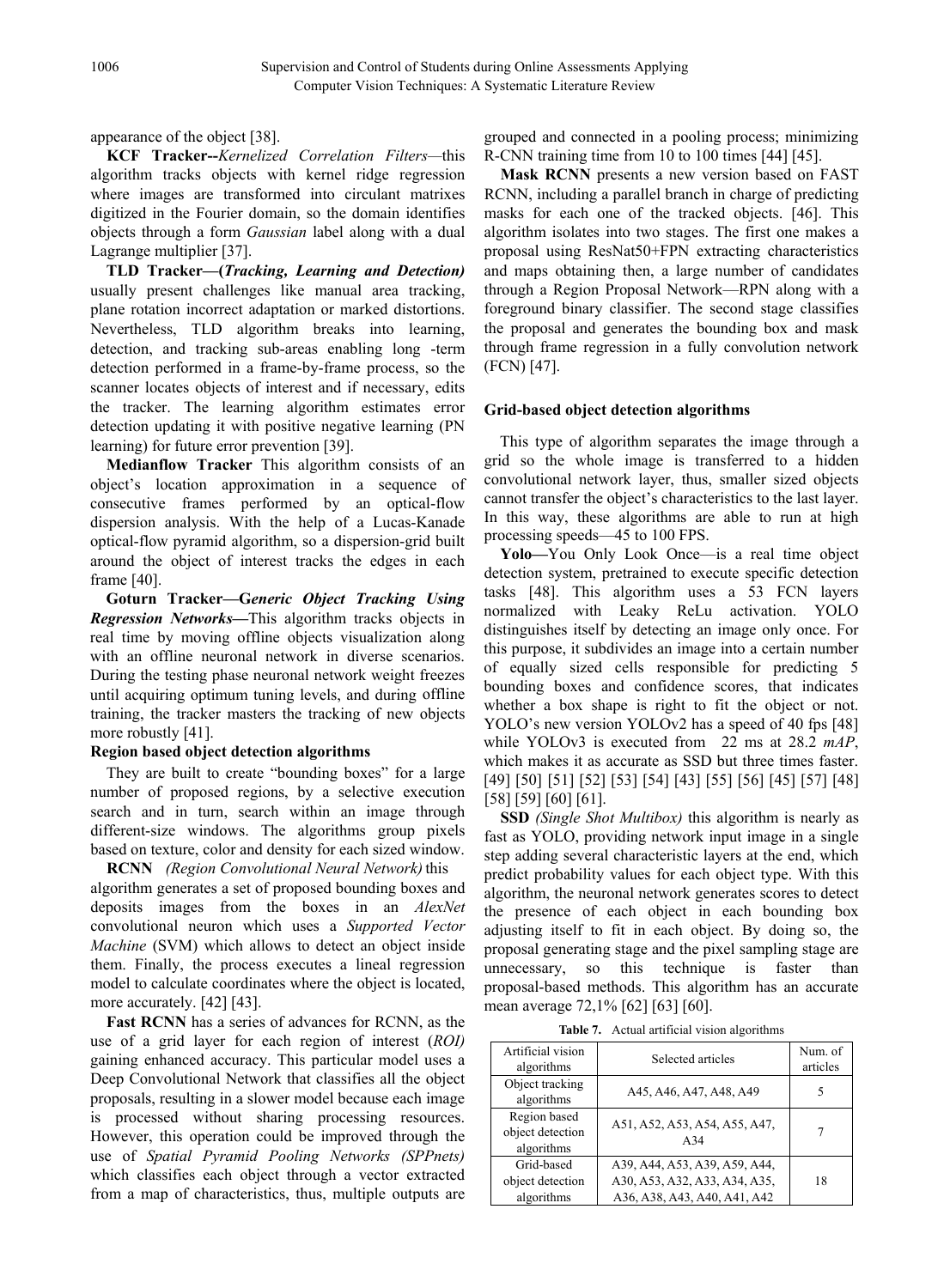appearance of the object [38].

**KCF Tracker--***Kernelized Correlation Filters—*this algorithm tracks objects with kernel ridge regression where images are transformed into circulant matrixes digitized in the Fourier domain, so the domain identifies objects through a form *Gaussian* label along with a dual Lagrange multiplier [37].

**TLD Tracker—(*Tracking, Learning and Detection)*** usually present challenges like manual area tracking, plane rotation incorrect adaptation or marked distortions. Nevertheless, TLD algorithm breaks into learning, detection, and tracking sub-areas enabling long -term detection performed in a frame-by-frame process, so the scanner locates objects of interest and if necessary, edits the tracker. The learning algorithm estimates error detection updating it with positive negative learning (PN learning) for future error prevention [39].

**Medianflow Tracker** This algorithm consists of an object's location approximation in a sequence of consecutive frames performed by an optical-flow dispersion analysis. With the help of a Lucas-Kanade optical-flow pyramid algorithm, so a dispersion-grid built around the object of interest tracks the edges in each frame [40].

**Goturn Tracker—G*eneric Object Tracking Using Regression Networks—***This algorithm tracks objects in real time by moving offline objects visualization along with an offline neuronal network in diverse scenarios. During the testing phase neuronal network weight freezes until acquiring optimum tuning levels, and during offline training, the tracker masters the tracking of new objects more robustly [41].

**Region based object detection algorithms**

They are built to create "bounding boxes" for a large number of proposed regions, by a selective execution search and in turn, search within an image through different-size windows. The algorithms group pixels based on texture, color and density for each sized window.

**RCNN** *(Region Convolutional Neural Network)* this algorithm generates a set of proposed bounding boxes and deposits images from the boxes in an *AlexNet* convolutional neuron which uses a *Supported Vector Machine* (SVM) which allows to detect an object inside them. Finally, the process executes a lineal regression model to calculate coordinates where the object is located, more accurately. [42] [43].

**Fast RCNN** has a series of advances for RCNN, as the use of a grid layer for each region of interest (*ROI)* gaining enhanced accuracy. This particular model uses a Deep Convolutional Network that classifies all the object proposals, resulting in a slower model because each image is processed without sharing processing resources. However, this operation could be improved through the use of *Spatial Pyramid Pooling Networks (SPPnets)* which classifies each object through a vector extracted from a map of characteristics, thus, multiple outputs are grouped and connected in a pooling process; minimizing R-CNN training time from 10 to 100 times [44] [45].

**Mask RCNN** presents a new version based on FAST RCNN, including a parallel branch in charge of predicting masks for each one of the tracked objects. [46]. This algorithm isolates into two stages. The first one makes a proposal using ResNat50+FPN extracting characteristics and maps obtaining then, a large number of candidates through a Region Proposal Network—RPN along with a foreground binary classifier. The second stage classifies the proposal and generates the bounding box and mask through frame regression in a fully convolution network (FCN) [47].

**Grid-based object detection algorithms**

This type of algorithm separates the image through a grid so the whole image is transferred to a hidden convolutional network layer, thus, smaller sized objects cannot transfer the object's characteristics to the last layer. In this way, these algorithms are able to run at high processing speeds—45 to 100 FPS.

**Yolo—**You Only Look Once—is a real time object detection system, pretrained to execute specific detection tasks [48]. This algorithm uses a 53 FCN layers normalized with Leaky ReLu activation. YOLO distinguishes itself by detecting an image only once. For this purpose, it subdivides an image into a certain number of equally sized cells responsible for predicting 5 bounding boxes and confidence scores, that indicates whether a box shape is right to fit the object or not. YOLO's new version YOLOv2 has a speed of 40 fps [48] while YOLOv3 is executed from 22 ms at 28.2 *mAP*, which makes it as accurate as SSD but three times faster. [49] [50] [51] [52] [53] [54] [43] [55] [56] [45] [57] [48] [58] [59] [60] [61].

**SSD** *(Single Shot Multibox)* this algorithm is nearly as fast as YOLO, providing network input image in a single step adding several characteristic layers at the end, which predict probability values for each object type. With this algorithm, the neuronal network generates scores to detect the presence of each object in each bounding box adjusting itself to fit in each object. By doing so, the proposal generating stage and the pixel sampling stage are unnecessary, so this technique is faster than proposal-based methods. This algorithm has an accurate mean average 72,1% [62] [63] [60].

**Table 7.** Actual artificial vision algorithms

| Artificial vision algorithms | Selected articles | Num. of articles |
|---|---|---|
| Object tracking algorithms | A45, A46, A47, A48, A49 | 5 |
| Region based object detection algorithms | A51, A52, A53, A54, A55, A47, A34 | 7 |
| Grid-based object detection algorithms | A39, A44, A53, A39, A59, A44, A30, A53, A32, A33, A34, A35, A36, A38, A43, A40, A41, A42 | 18 |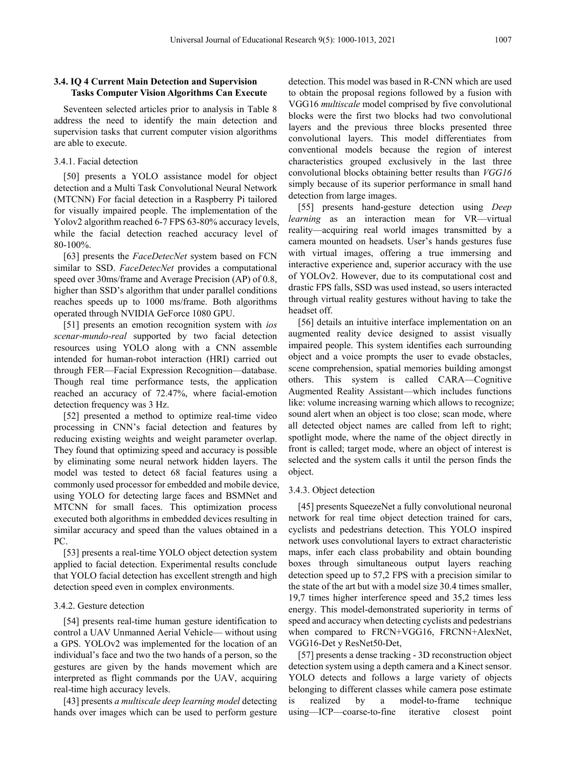### 3.4. IQ 4 Current Main Detection and Supervision Tasks Computer Vision Algorithms Can Execute

Seventeen selected articles prior to analysis in Table 8 address the need to identify the main detection and supervision tasks that current computer vision algorithms are able to execute.

#### 3.4.1. Facial detection

[50] presents a YOLO assistance model for object detection and a Multi Task Convolutional Neural Network (MTCNN) For facial detection in a Raspberry Pi tailored for visually impaired people. The implementation of the Yolov2 algorithm reached 6-7 FPS 63-80% accuracy levels, while the facial detection reached accuracy level of 80-100%.

[63] presents the *FaceDetecNet* system based on FCN similar to SSD. *FaceDetecNet* provides a computational speed over 30ms/frame and Average Precision (AP) of 0.8, higher than SSD's algorithm that under parallel conditions reaches speeds up to 1000 ms/frame. Both algorithms operated through NVIDIA GeForce 1080 GPU.

[51] presents an emotion recognition system with *ios scenar-mundo-real* supported by two facial detection resources using YOLO along with a CNN assemble intended for human-robot interaction (HRI) carried out through FER—Facial Expression Recognition—database. Though real time performance tests, the application reached an accuracy of 72.47%, where facial-emotion detection frequency was 3 Hz.

[52] presented a method to optimize real-time video processing in CNN's facial detection and features by reducing existing weights and weight parameter overlap. They found that optimizing speed and accuracy is possible by eliminating some neural network hidden layers. The model was tested to detect 68 facial features using a commonly used processor for embedded and mobile device, using YOLO for detecting large faces and BSMNet and MTCNN for small faces. This optimization process executed both algorithms in embedded devices resulting in similar accuracy and speed than the values obtained in a PC.

[53] presents a real-time YOLO object detection system applied to facial detection. Experimental results conclude that YOLO facial detection has excellent strength and high detection speed even in complex environments.

#### 3.4.2. Gesture detection

[54] presents real-time human gesture identification to control a UAV Unmanned Aerial Vehicle— without using a GPS. YOLOv2 was implemented for the location of an individual's face and two the two hands of a person, so the gestures are given by the hands movement which are interpreted as flight commands por the UAV, acquiring real-time high accuracy levels.

[43] presents *a multiscale deep learning model* detecting hands over images which can be used to perform gesture detection. This model was based in R-CNN which are used to obtain the proposal regions followed by a fusion with VGG16 *multiscale* model comprised by five convolutional blocks were the first two blocks had two convolutional layers and the previous three blocks presented three convolutional layers. This model differentiates from conventional models because the region of interest characteristics grouped exclusively in the last three convolutional blocks obtaining better results than *VGG16* simply because of its superior performance in small hand detection from large images.

[55] presents hand-gesture detection using *Deep learning* as an interaction mean for VR—virtual reality—acquiring real world images transmitted by a camera mounted on headsets. User's hands gestures fuse with virtual images, offering a true immersing and interactive experience and, superior accuracy with the use of YOLOv2. However, due to its computational cost and drastic FPS falls, SSD was used instead, so users interacted through virtual reality gestures without having to take the headset off.

[56] details an intuitive interface implementation on an augmented reality device designed to assist visually impaired people. This system identifies each surrounding object and a voice prompts the user to evade obstacles, scene comprehension, spatial memories building amongst others. This system is called CARA—Cognitive Augmented Reality Assistant—which includes functions like: volume increasing warning which allows to recognize; sound alert when an object is too close; scan mode, where all detected object names are called from left to right; spotlight mode, where the name of the object directly in front is called; target mode, where an object of interest is selected and the system calls it until the person finds the object.

#### 3.4.3. Object detection

[45] presents SqueezeNet a fully convolutional neuronal network for real time object detection trained for cars, cyclists and pedestrians detection. This YOLO inspired network uses convolutional layers to extract characteristic maps, infer each class probability and obtain bounding boxes through simultaneous output layers reaching detection speed up to 57,2 FPS with a precision similar to the state of the art but with a model size 30.4 times smaller, 19,7 times higher interference speed and 35,2 times less energy. This model-demonstrated superiority in terms of speed and accuracy when detecting cyclists and pedestrians when compared to FRCN+VGG16, FRCNN+AlexNet, VGG16-Det y ResNet50-Det,

[57] presents a dense tracking - 3D reconstruction object detection system using a depth camera and a Kinect sensor. YOLO detects and follows a large variety of objects belonging to different classes while camera pose estimate is realized by a model-to-frame technique using—ICP—coarse-to-fine iterative closest point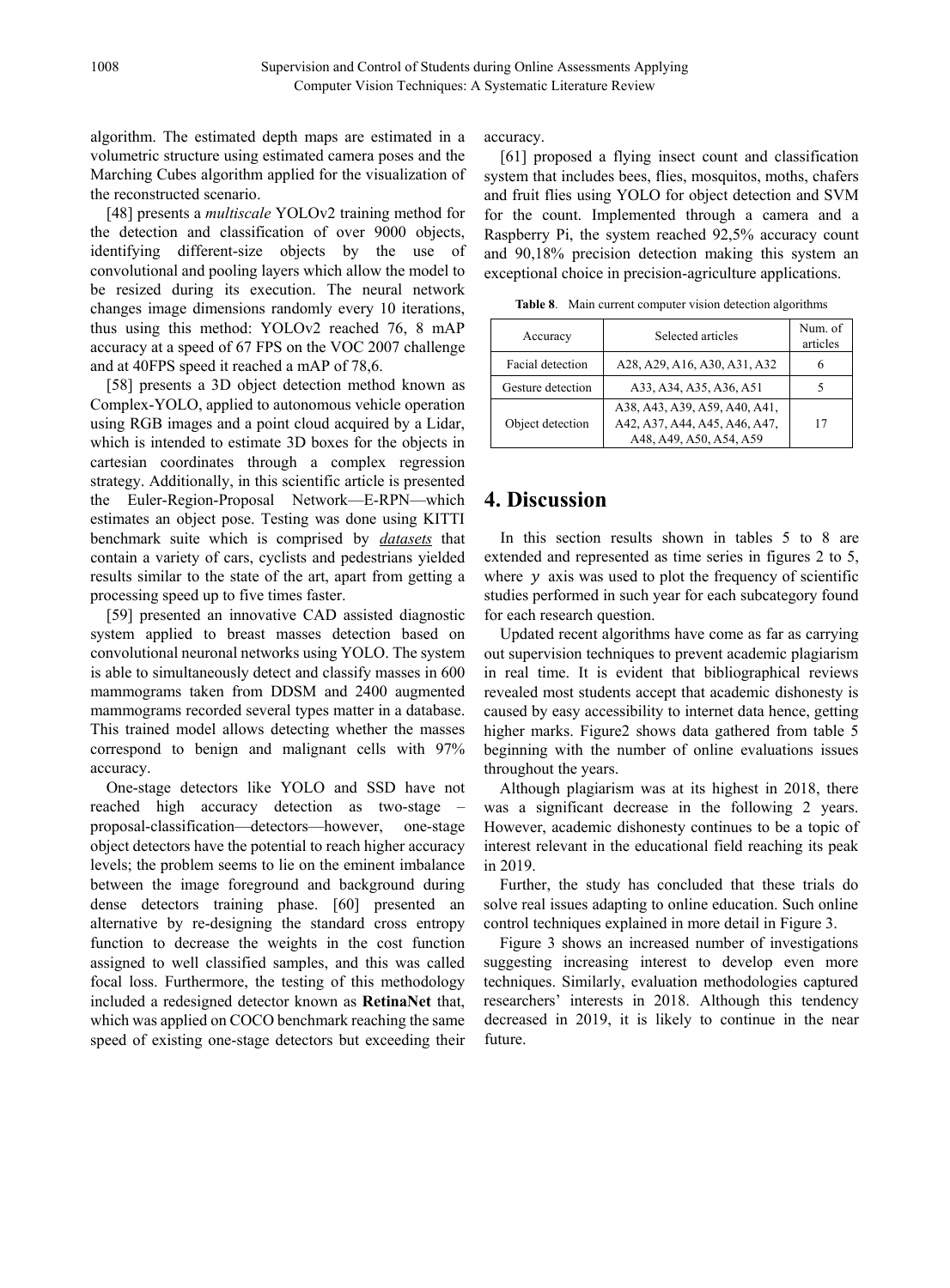algorithm. The estimated depth maps are estimated in a volumetric structure using estimated camera poses and the Marching Cubes algorithm applied for the visualization of the reconstructed scenario.

[48] presents a *multiscale* YOLOv2 training method for the detection and classification of over 9000 objects, identifying different-size objects by the use of convolutional and pooling layers which allow the model to be resized during its execution. The neural network changes image dimensions randomly every 10 iterations, thus using this method: YOLOv2 reached 76, 8 mAP accuracy at a speed of 67 FPS on the VOC 2007 challenge and at 40FPS speed it reached a mAP of 78,6.

[58] presents a 3D object detection method known as Complex-YOLO, applied to autonomous vehicle operation using RGB images and a point cloud acquired by a Lidar, which is intended to estimate 3D boxes for the objects in cartesian coordinates through a complex regression strategy. Additionally, in this scientific article is presented the Euler-Region-Proposal Network—E-RPN—which estimates an object pose. Testing was done using KITTI benchmark suite which is comprised by *datasets* that contain a variety of cars, cyclists and pedestrians yielded results similar to the state of the art, apart from getting a processing speed up to five times faster.

[59] presented an innovative CAD assisted diagnostic system applied to breast masses detection based on convolutional neuronal networks using YOLO. The system is able to simultaneously detect and classify masses in 600 mammograms taken from DDSM and 2400 augmented mammograms recorded several types matter in a database. This trained model allows detecting whether the masses correspond to benign and malignant cells with 97% accuracy.

One-stage detectors like YOLO and SSD have not reached high accuracy detection as two-stage – proposal-classification—detectors—however, one-stage object detectors have the potential to reach higher accuracy levels; the problem seems to lie on the eminent imbalance between the image foreground and background during dense detectors training phase. [60] presented an alternative by re-designing the standard cross entropy function to decrease the weights in the cost function assigned to well classified samples, and this was called focal loss. Furthermore, the testing of this methodology included a redesigned detector known as **RetinaNet** that, which was applied on COCO benchmark reaching the same speed of existing one-stage detectors but exceeding their accuracy.

[61] proposed a flying insect count and classification system that includes bees, flies, mosquitos, moths, chafers and fruit flies using YOLO for object detection and SVM for the count. Implemented through a camera and a Raspberry Pi, the system reached 92,5% accuracy count and 90,18% precision detection making this system an exceptional choice in precision-agriculture applications.

**Table 8**. Main current computer vision detection algorithms

| Accuracy | Selected articles | Num. of articles |
|---|---|---|
| Facial detection | A28, A29, A16, A30, A31, A32 | 6 |
| Gesture detection | A33, A34, A35, A36, A51 | 5 |
| Object detection | A38, A43, A39, A59, A40, A41, A42, A37, A44, A45, A46, A47, A48, A49, A50, A54, A59 | 17 |

# 4. Discussion

In this section results shown in tables 5 to 8 are extended and represented as time series in figures 2 to 5, where $y$ axis was used to plot the frequency of scientific studies performed in such year for each subcategory found for each research question.

Updated recent algorithms have come as far as carrying out supervision techniques to prevent academic plagiarism in real time. It is evident that bibliographical reviews revealed most students accept that academic dishonesty is caused by easy accessibility to internet data hence, getting higher marks. Figure2 shows data gathered from table 5 beginning with the number of online evaluations issues throughout the years.

Although plagiarism was at its highest in 2018, there was a significant decrease in the following 2 years. However, academic dishonesty continues to be a topic of interest relevant in the educational field reaching its peak in 2019.

Further, the study has concluded that these trials do solve real issues adapting to online education. Such online control techniques explained in more detail in Figure 3.

Figure 3 shows an increased number of investigations suggesting increasing interest to develop even more techniques. Similarly, evaluation methodologies captured researchers' interests in 2018. Although this tendency decreased in 2019, it is likely to continue in the near future.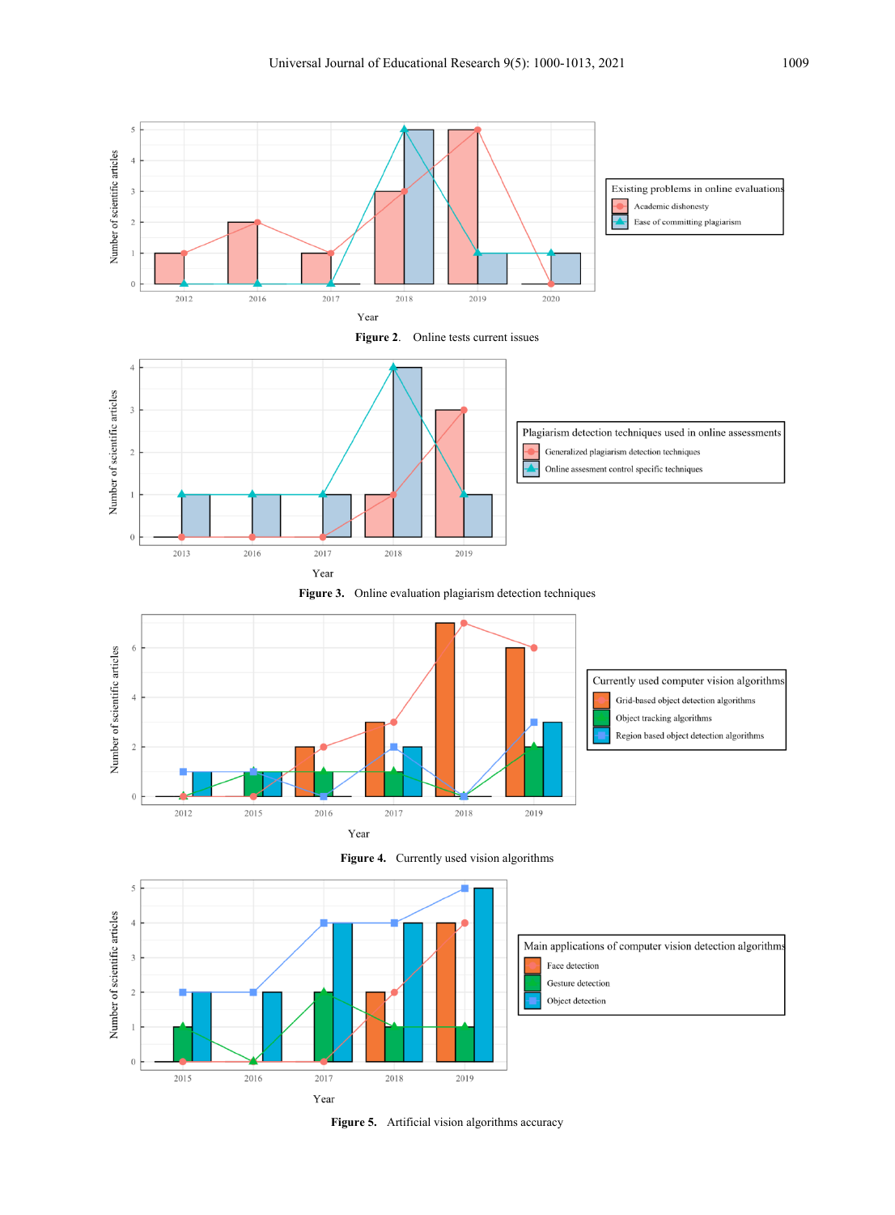**Figure 2.** Online tests current issues

**Figure 3.** Online evaluation plagiarism detection techniques

**Figure 4.** Currently used vision algorithms

**Figure 5.** Artificial vision algorithms accuracy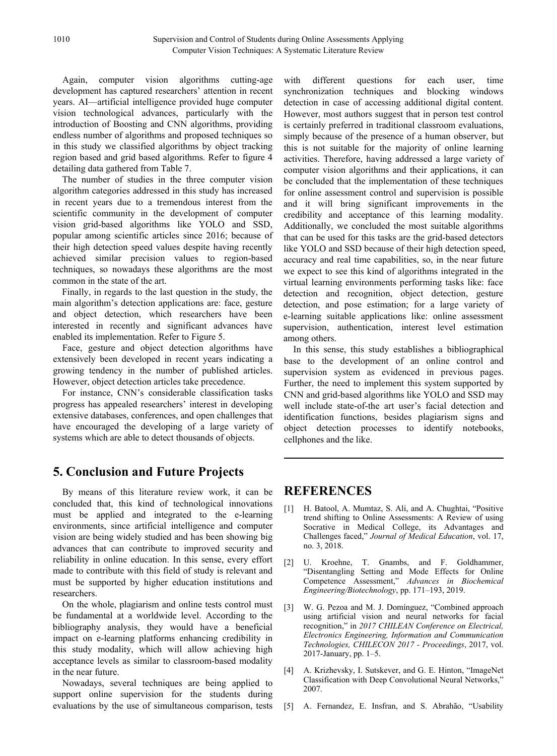Again, computer vision algorithms cutting-age development has captured researchers' attention in recent years. AI—artificial intelligence provided huge computer vision technological advances, particularly with the introduction of Boosting and CNN algorithms, providing endless number of algorithms and proposed techniques so in this study we classified algorithms by object tracking region based and grid based algorithms. Refer to figure 4 detailing data gathered from Table 7.

The number of studies in the three computer vision algorithm categories addressed in this study has increased in recent years due to a tremendous interest from the scientific community in the development of computer vision grid-based algorithms like YOLO and SSD, popular among scientific articles since 2016; because of their high detection speed values despite having recently achieved similar precision values to region-based techniques, so nowadays these algorithms are the most common in the state of the art.

Finally, in regards to the last question in the study, the main algorithm's detection applications are: face, gesture and object detection, which researchers have been interested in recently and significant advances have enabled its implementation. Refer to Figure 5.

Face, gesture and object detection algorithms have extensively been developed in recent years indicating a growing tendency in the number of published articles. However, object detection articles take precedence.

For instance, CNN's considerable classification tasks progress has appealed researchers' interest in developing extensive databases, conferences, and open challenges that have encouraged the developing of a large variety of systems which are able to detect thousands of objects.

## 5. Conclusion and Future Projects

By means of this literature review work, it can be concluded that, this kind of technological innovations must be applied and integrated to the e-learning environments, since artificial intelligence and computer vision are being widely studied and has been showing big advances that can contribute to improved security and reliability in online education. In this sense, every effort made to contribute with this field of study is relevant and must be supported by higher education institutions and researchers.

On the whole, plagiarism and online tests control must be fundamental at a worldwide level. According to the bibliography analysis, they would have a beneficial impact on e-learning platforms enhancing credibility in this study modality, which will allow achieving high acceptance levels as similar to classroom-based modality in the near future.

Nowadays, several techniques are being applied to support online supervision for the students during evaluations by the use of simultaneous comparison, tests with different questions for each user, time synchronization techniques and blocking windows detection in case of accessing additional digital content. However, most authors suggest that in person test control is certainly preferred in traditional classroom evaluations, simply because of the presence of a human observer, but this is not suitable for the majority of online learning activities. Therefore, having addressed a large variety of computer vision algorithms and their applications, it can be concluded that the implementation of these techniques for online assessment control and supervision is possible and it will bring significant improvements in the credibility and acceptance of this learning modality. Additionally, we concluded the most suitable algorithms that can be used for this tasks are the grid-based detectors like YOLO and SSD because of their high detection speed, accuracy and real time capabilities, so, in the near future we expect to see this kind of algorithms integrated in the virtual learning environments performing tasks like: face detection and recognition, object detection, gesture detection, and pose estimation; for a large variety of e-learning suitable applications like: online assessment supervision, authentication, interest level estimation among others.

In this sense, this study establishes a bibliographical base to the development of an online control and supervision system as evidenced in previous pages. Further, the need to implement this system supported by CNN and grid-based algorithms like YOLO and SSD may well include state-of-the art user's facial detection and identification functions, besides plagiarism signs and object detection processes to identify notebooks, cellphones and the like.

## REFERENCES

[1] H. Batool, A. Mumtaz, S. Ali, and A. Chughtai, "Positive trend shifting to Online Assessments: A Review of using Socrative in Medical College, its Advantages and Challenges faced," *Journal of Medical Education*, vol. 17, no. 3, 2018.

[2] U. Kroehne, T. Gnambs, and F. Goldhammer, "Disentangling Setting and Mode Effects for Online Competence Assessment," *Advances in Biochemical Engineering/Biotechnology*, pp. 171–193, 2019.

[3] W. G. Pezoa and M. J. Domínguez, "Combined approach using artificial vision and neural networks for facial recognition," in *2017 CHILEAN Conference on Electrical, Electronics Engineering, Information and Communication Technologies, CHILECON 2017 - Proceedings*, 2017, vol. 2017-January, pp. 1–5.

[4] A. Krizhevsky, I. Sutskever, and G. E. Hinton, "ImageNet Classification with Deep Convolutional Neural Networks," 2007.

[5] A. Fernandez, E. Insfran, and S. Abrahão, "Usability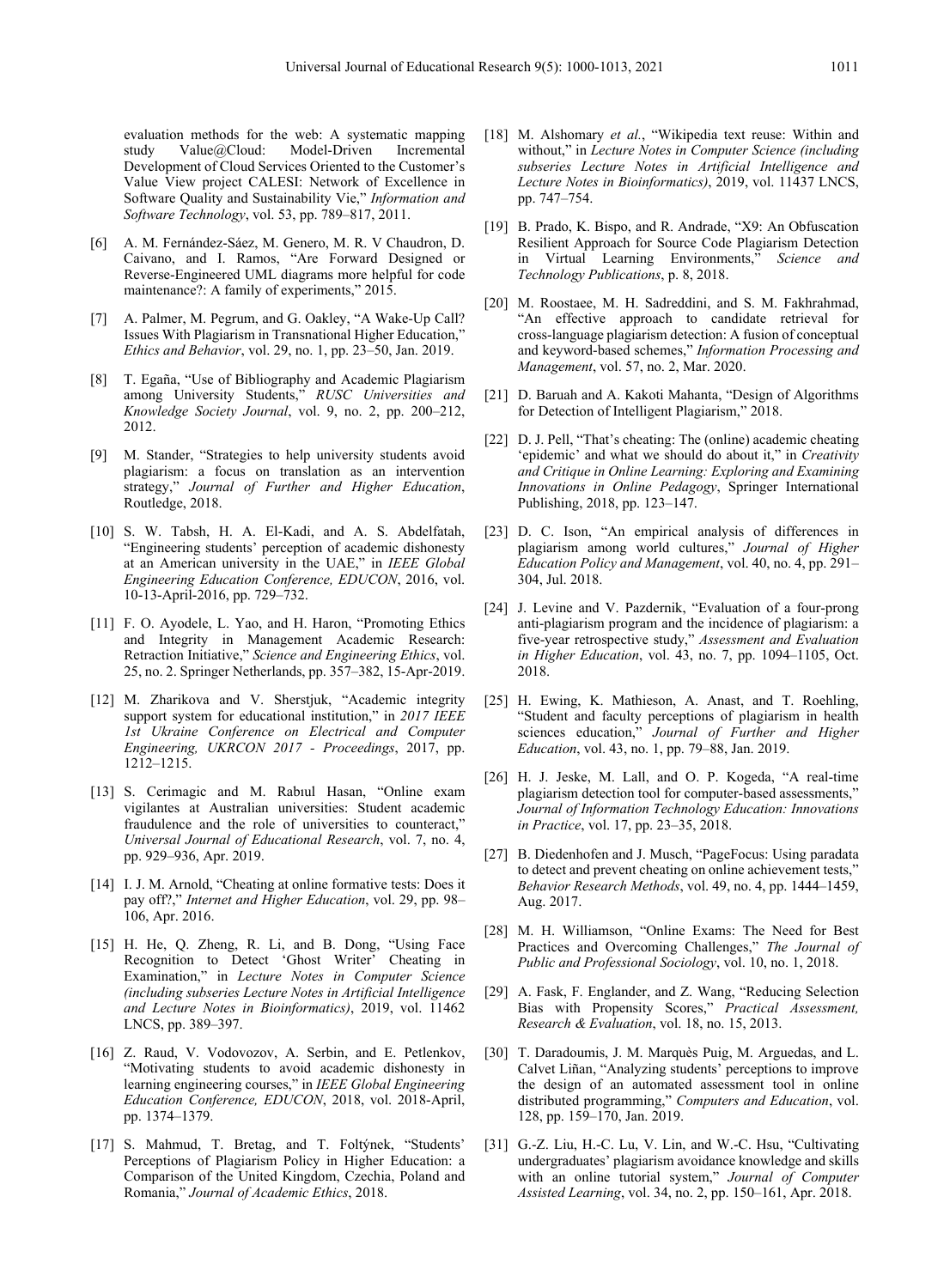evaluation methods for the web: A systematic mapping study Value@Cloud: Model-Driven Incremental Development of Cloud Services Oriented to the Customer's Value View project CALESI: Network of Excellence in Software Quality and Sustainability Vie," *Information and Software Technology*, vol. 53, pp. 789–817, 2011.

[6] A. M. Fernández-Sáez, M. Genero, M. R. V Chaudron, D. Caivano, and I. Ramos, "Are Forward Designed or Reverse-Engineered UML diagrams more helpful for code maintenance?: A family of experiments," 2015.

[7] A. Palmer, M. Pegrum, and G. Oakley, "A Wake-Up Call? Issues With Plagiarism in Transnational Higher Education," *Ethics and Behavior*, vol. 29, no. 1, pp. 23–50, Jan. 2019.

[8] T. Egaña, "Use of Bibliography and Academic Plagiarism among University Students," *RUSC Universities and Knowledge Society Journal*, vol. 9, no. 2, pp. 200–212, 2012.

[9] M. Stander, "Strategies to help university students avoid plagiarism: a focus on translation as an intervention strategy," *Journal of Further and Higher Education*, Routledge, 2018.

[10] S. W. Tabsh, H. A. El-Kadi, and A. S. Abdelfatah, "Engineering students' perception of academic dishonesty at an American university in the UAE," in *IEEE Global Engineering Education Conference, EDUCON*, 2016, vol. 10-13-April-2016, pp. 729–732.

[11] F. O. Ayodele, L. Yao, and H. Haron, "Promoting Ethics and Integrity in Management Academic Research: Retraction Initiative," *Science and Engineering Ethics*, vol. 25, no. 2. Springer Netherlands, pp. 357–382, 15-Apr-2019.

[12] M. Zharikova and V. Sherstjuk, "Academic integrity support system for educational institution," in *2017 IEEE 1st Ukraine Conference on Electrical and Computer Engineering, UKRCON 2017 - Proceedings*, 2017, pp. 1212–1215.

[13] S. Cerimagic and M. Rabıul Hasan, "Online exam vigilantes at Australian universities: Student academic fraudulence and the role of universities to counteract," *Universal Journal of Educational Research*, vol. 7, no. 4, pp. 929–936, Apr. 2019.

[14] I. J. M. Arnold, "Cheating at online formative tests: Does it pay off?," *Internet and Higher Education*, vol. 29, pp. 98–106, Apr. 2016.

[15] H. He, Q. Zheng, R. Li, and B. Dong, "Using Face Recognition to Detect 'Ghost Writer' Cheating in Examination," in *Lecture Notes in Computer Science (including subseries Lecture Notes in Artificial Intelligence and Lecture Notes in Bioinformatics)*, 2019, vol. 11462 LNCS, pp. 389–397.

[16] Z. Raud, V. Vodovozov, A. Serbin, and E. Petlenkov, "Motivating students to avoid academic dishonesty in learning engineering courses," in *IEEE Global Engineering Education Conference, EDUCON*, 2018, vol. 2018-April, pp. 1374–1379.

[17] S. Mahmud, T. Bretag, and T. Foltýnek, "Students' Perceptions of Plagiarism Policy in Higher Education: a Comparison of the United Kingdom, Czechia, Poland and Romania," *Journal of Academic Ethics*, 2018.

[18] M. Alshomary *et al.*, "Wikipedia text reuse: Within and without," in *Lecture Notes in Computer Science (including subseries Lecture Notes in Artificial Intelligence and Lecture Notes in Bioinformatics)*, 2019, vol. 11437 LNCS, pp. 747–754.

[19] B. Prado, K. Bispo, and R. Andrade, "X9: An Obfuscation Resilient Approach for Source Code Plagiarism Detection in Virtual Learning Environments," *Science and Technology Publications*, p. 8, 2018.

[20] M. Roostaee, M. H. Sadreddini, and S. M. Fakhrahmad, "An effective approach to candidate retrieval for cross-language plagiarism detection: A fusion of conceptual and keyword-based schemes," *Information Processing and Management*, vol. 57, no. 2, Mar. 2020.

[21] D. Baruah and A. Kakoti Mahanta, "Design of Algorithms for Detection of Intelligent Plagiarism," 2018.

[22] D. J. Pell, "That's cheating: The (online) academic cheating 'epidemic' and what we should do about it," in *Creativity and Critique in Online Learning: Exploring and Examining Innovations in Online Pedagogy*, Springer International Publishing, 2018, pp. 123–147.

[23] D. C. Ison, "An empirical analysis of differences in plagiarism among world cultures," *Journal of Higher Education Policy and Management*, vol. 40, no. 4, pp. 291–304, Jul. 2018.

[24] J. Levine and V. Pazdernik, "Evaluation of a four-prong anti-plagiarism program and the incidence of plagiarism: a five-year retrospective study," *Assessment and Evaluation in Higher Education*, vol. 43, no. 7, pp. 1094–1105, Oct. 2018.

[25] H. Ewing, K. Mathieson, A. Anast, and T. Roehling, "Student and faculty perceptions of plagiarism in health sciences education," *Journal of Further and Higher Education*, vol. 43, no. 1, pp. 79–88, Jan. 2019.

[26] H. J. Jeske, M. Lall, and O. P. Kogeda, "A real-time plagiarism detection tool for computer-based assessments," *Journal of Information Technology Education: Innovations in Practice*, vol. 17, pp. 23–35, 2018.

[27] B. Diedenhofen and J. Musch, "PageFocus: Using paradata to detect and prevent cheating on online achievement tests," *Behavior Research Methods*, vol. 49, no. 4, pp. 1444–1459, Aug. 2017.

[28] M. H. Williamson, "Online Exams: The Need for Best Practices and Overcoming Challenges," *The Journal of Public and Professional Sociology*, vol. 10, no. 1, 2018.

[29] A. Fask, F. Englander, and Z. Wang, "Reducing Selection Bias with Propensity Scores," *Practical Assessment, Research & Evaluation*, vol. 18, no. 15, 2013.

[30] T. Daradoumis, J. M. Marquès Puig, M. Arguedas, and L. Calvet Liñan, "Analyzing students' perceptions to improve the design of an automated assessment tool in online distributed programming," *Computers and Education*, vol. 128, pp. 159–170, Jan. 2019.

[31] G.-Z. Liu, H.-C. Lu, V. Lin, and W.-C. Hsu, "Cultivating undergraduates' plagiarism avoidance knowledge and skills with an online tutorial system," *Journal of Computer Assisted Learning*, vol. 34, no. 2, pp. 150–161, Apr. 2018.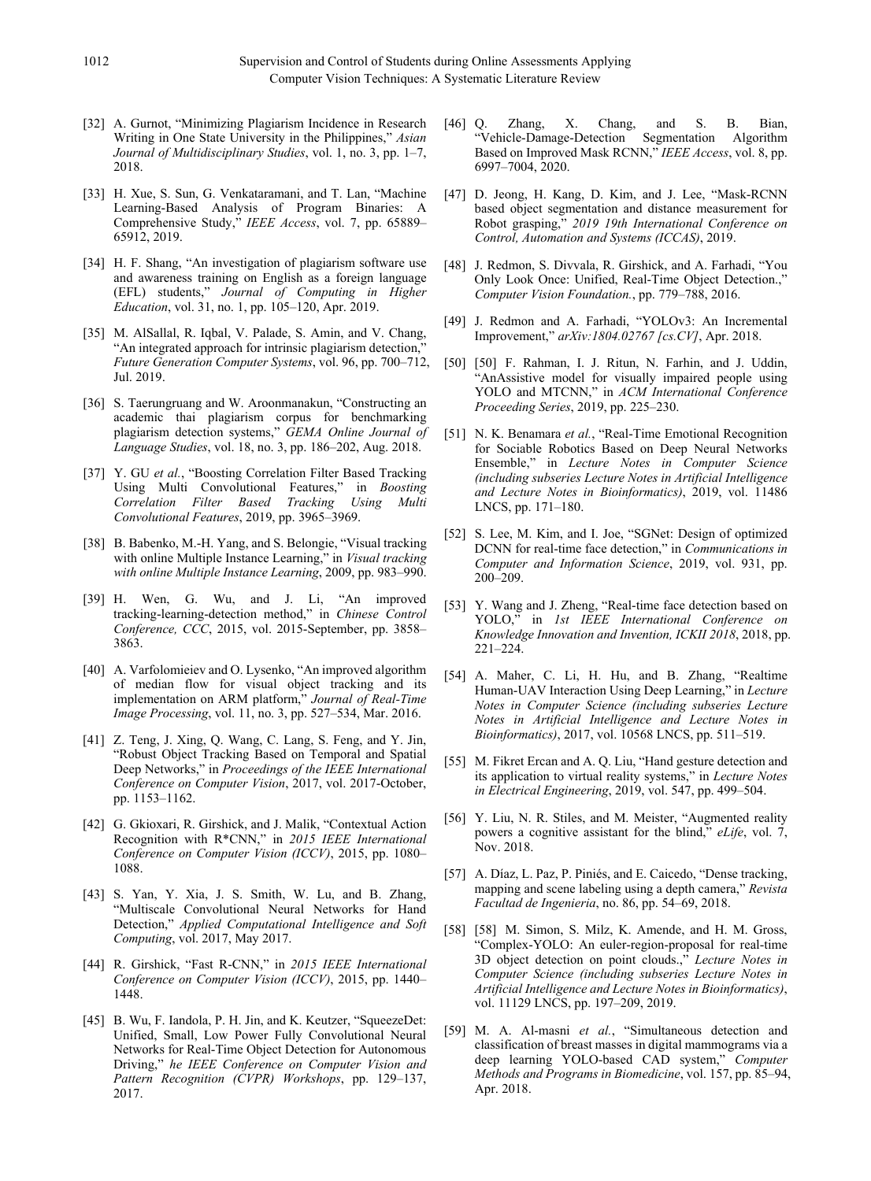[32] A. Gurnot, "Minimizing Plagiarism Incidence in Research Writing in One State University in the Philippines," *Asian Journal of Multidisciplinary Studies*, vol. 1, no. 3, pp. 1–7, 2018.

[33] H. Xue, S. Sun, G. Venkataramani, and T. Lan, "Machine Learning-Based Analysis of Program Binaries: A Comprehensive Study," *IEEE Access*, vol. 7, pp. 65889–65912, 2019.

[34] H. F. Shang, "An investigation of plagiarism software use and awareness training on English as a foreign language (EFL) students," *Journal of Computing in Higher Education*, vol. 31, no. 1, pp. 105–120, Apr. 2019.

[35] M. AlSallal, R. Iqbal, V. Palade, S. Amin, and V. Chang, "An integrated approach for intrinsic plagiarism detection," *Future Generation Computer Systems*, vol. 96, pp. 700–712, Jul. 2019.

[36] S. Taerungruang and W. Aroonmanakun, "Constructing an academic thai plagiarism corpus for benchmarking plagiarism detection systems," *GEMA Online Journal of Language Studies*, vol. 18, no. 3, pp. 186–202, Aug. 2018.

[37] Y. GU *et al.*, "Boosting Correlation Filter Based Tracking Using Multi Convolutional Features," in *Boosting Correlation Filter Based Tracking Using Multi Convolutional Features*, 2019, pp. 3965–3969.

[38] B. Babenko, M.-H. Yang, and S. Belongie, "Visual tracking with online Multiple Instance Learning," in *Visual tracking with online Multiple Instance Learning*, 2009, pp. 983–990.

[39] H. Wen, G. Wu, and J. Li, "An improved tracking-learning-detection method," in *Chinese Control Conference, CCC*, 2015, vol. 2015-September, pp. 3858–3863.

[40] A. Varfolomieiev and O. Lysenko, "An improved algorithm of median flow for visual object tracking and its implementation on ARM platform," *Journal of Real-Time Image Processing*, vol. 11, no. 3, pp. 527–534, Mar. 2016.

[41] Z. Teng, J. Xing, Q. Wang, C. Lang, S. Feng, and Y. Jin, "Robust Object Tracking Based on Temporal and Spatial Deep Networks," in *Proceedings of the IEEE International Conference on Computer Vision*, 2017, vol. 2017-October, pp. 1153–1162.

[42] G. Gkioxari, R. Girshick, and J. Malik, "Contextual Action Recognition with R*CNN," in *2015 IEEE International Conference on Computer Vision (ICCV)*, 2015, pp. 1080–1088.

[43] S. Yan, Y. Xia, J. S. Smith, W. Lu, and B. Zhang, "Multiscale Convolutional Neural Networks for Hand Detection," *Applied Computational Intelligence and Soft Computing*, vol. 2017, May 2017.

[44] R. Girshick, "Fast R-CNN," in *2015 IEEE International Conference on Computer Vision (ICCV)*, 2015, pp. 1440–1448.

[45] B. Wu, F. Iandola, P. H. Jin, and K. Keutzer, "SqueezeDet: Unified, Small, Low Power Fully Convolutional Neural Networks for Real-Time Object Detection for Autonomous Driving," *he IEEE Conference on Computer Vision and Pattern Recognition (CVPR) Workshops*, pp. 129–137, 2017.

[46] Q. Zhang, X. Chang, and S. B. Bian, "Vehicle-Damage-Detection Segmentation Algorithm Based on Improved Mask RCNN," *IEEE Access*, vol. 8, pp. 6997–7004, 2020.

[47] D. Jeong, H. Kang, D. Kim, and J. Lee, "Mask-RCNN based object segmentation and distance measurement for Robot grasping," *2019 19th International Conference on Control, Automation and Systems (ICCAS)*, 2019.

[48] J. Redmon, S. Divvala, R. Girshick, and A. Farhadi, "You Only Look Once: Unified, Real-Time Object Detection.," *Computer Vision Foundation.*, pp. 779–788, 2016.

[49] J. Redmon and A. Farhadi, "YOLOv3: An Incremental Improvement," *arXiv:1804.02767 [cs.CV]*, Apr. 2018.

[50] [50] F. Rahman, I. J. Ritun, N. Farhin, and J. Uddin, "AnAssistive model for visually impaired people using YOLO and MTCNN," in *ACM International Conference Proceeding Series*, 2019, pp. 225–230.

[51] N. K. Benamara *et al.*, "Real-Time Emotional Recognition for Sociable Robotics Based on Deep Neural Networks Ensemble," in *Lecture Notes in Computer Science (including subseries Lecture Notes in Artificial Intelligence and Lecture Notes in Bioinformatics)*, 2019, vol. 11486 LNCS, pp. 171–180.

[52] S. Lee, M. Kim, and I. Joe, "SGNet: Design of optimized DCNN for real-time face detection," in *Communications in Computer and Information Science*, 2019, vol. 931, pp. 200–209.

[53] Y. Wang and J. Zheng, "Real-time face detection based on YOLO," in *1st IEEE International Conference on Knowledge Innovation and Invention, ICKII 2018*, 2018, pp. 221–224.

[54] A. Maher, C. Li, H. Hu, and B. Zhang, "Realtime Human-UAV Interaction Using Deep Learning," in *Lecture Notes in Computer Science (including subseries Lecture Notes in Artificial Intelligence and Lecture Notes in Bioinformatics)*, 2017, vol. 10568 LNCS, pp. 511–519.

[55] M. Fikret Ercan and A. Q. Liu, "Hand gesture detection and its application to virtual reality systems," in *Lecture Notes in Electrical Engineering*, 2019, vol. 547, pp. 499–504.

[56] Y. Liu, N. R. Stiles, and M. Meister, "Augmented reality powers a cognitive assistant for the blind," *eLife*, vol. 7, Nov. 2018.

[57] A. Díaz, L. Paz, P. Piniés, and E. Caicedo, "Dense tracking, mapping and scene labeling using a depth camera," *Revista Facultad de Ingenieria*, no. 86, pp. 54–69, 2018.

[58] [58] M. Simon, S. Milz, K. Amende, and H. M. Gross, "Complex-YOLO: An euler-region-proposal for real-time 3D object detection on point clouds.," *Lecture Notes in Computer Science (including subseries Lecture Notes in Artificial Intelligence and Lecture Notes in Bioinformatics)*, vol. 11129 LNCS, pp. 197–209, 2019.

[59] M. A. Al-masni *et al.*, "Simultaneous detection and classification of breast masses in digital mammograms via a deep learning YOLO-based CAD system," *Computer Methods and Programs in Biomedicine*, vol. 157, pp. 85–94, Apr. 2018.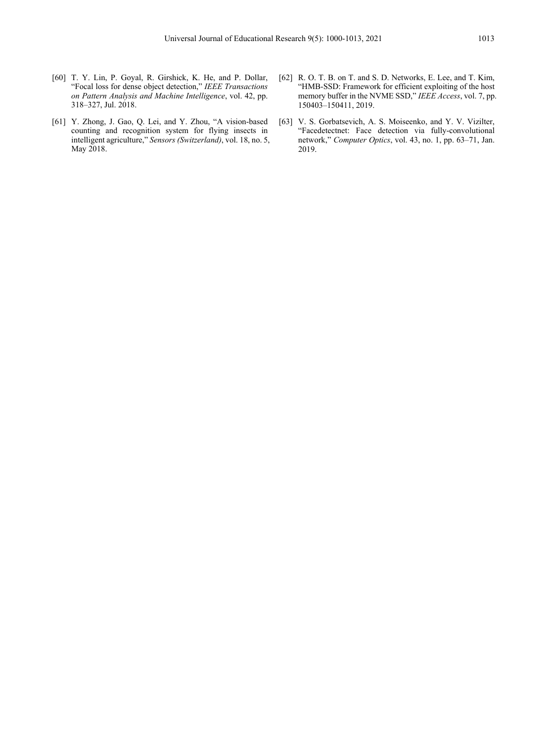[60] T. Y. Lin, P. Goyal, R. Girshick, K. He, and P. Dollar, "Focal loss for dense object detection," *IEEE Transactions on Pattern Analysis and Machine Intelligence*, vol. 42, pp. 318–327, Jul. 2018.

[61] Y. Zhong, J. Gao, Q. Lei, and Y. Zhou, "A vision-based counting and recognition system for flying insects in intelligent agriculture," *Sensors (Switzerland)*, vol. 18, no. 5, May 2018.

[62] R. O. T. B. on T. and S. D. Networks, E. Lee, and T. Kim, "HMB-SSD: Framework for efficient exploiting of the host memory buffer in the NVME SSD," *IEEE Access*, vol. 7, pp. 150403–150411, 2019.

[63] V. S. Gorbatsevich, A. S. Moiseenko, and Y. V. Vizilter, "Facedetectnet: Face detection via fully-convolutional network," *Computer Optics*, vol. 43, no. 1, pp. 63–71, Jan. 2019.